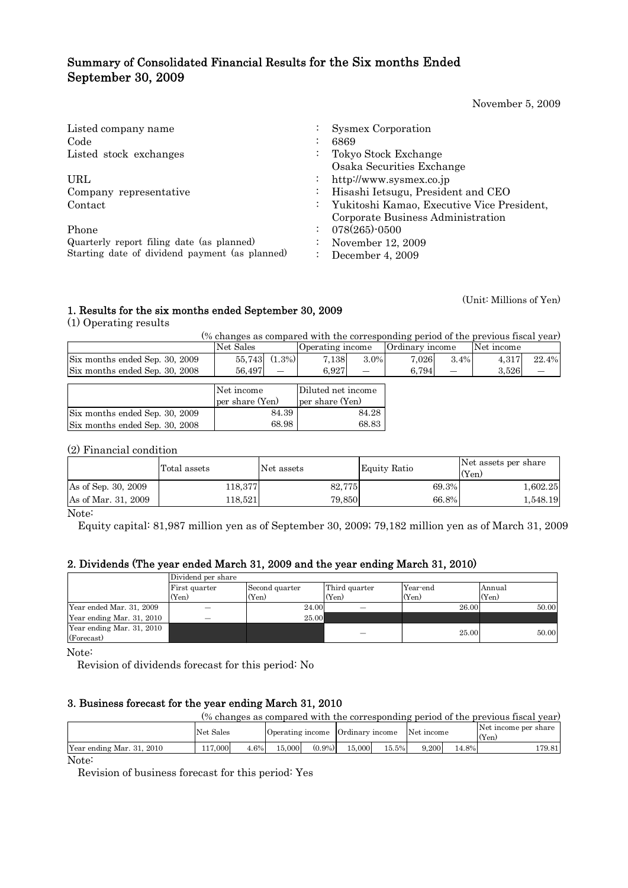# Summary of Consolidated Financial Results for the Six months Ended September 30, 2009

November 5, 2009

| | | |
|---|---|---|
| Listed company name | : | Sysmex Corporation |
| Code | : | 6869 |
| Listed stock exchanges | : | Tokyo Stock Exchange<br>Osaka Securities Exchange |
| URL | : | http://www.sysmex.co.jp |
| Company representative | : | Hisashi Ietsugu, President and CEO |
| Contact | : | Yukitoshi Kamao, Executive Vice President, Corporate Business Administration |
| Phone | : | 078(265)-0500 |
| Quarterly report filing date (as planned) | : | November 12, 2009 |
| Starting date of dividend payment (as planned) | : | December 4, 2009 |

(Unit: Millions of Yen)

## 1. Results for the six months ended September 30, 2009

(1) Operating results

(% changes as compared with the corresponding period of the previous fiscal year)

| | Net Sales | | Operating income | | Ordinary income | | Net income | |
|---|---|---|---|---|---|---|---|---|
| Six months ended Sep. 30, 2009 | 55,743 | (1.3%) | 7,138 | 3.0% | 7,026 | 3.4% | 4,317 | 22.4% |
| Six months ended Sep. 30, 2008 | 56,497 | — | 6,927 | — | 6,794 | — | 3,526 | — |

| | Net income per share (Yen) | Diluted net income per share (Yen) |
|---|---|---|
| Six months ended Sep. 30, 2009 | 84.39 | 84.28 |
| Six months ended Sep. 30, 2008 | 68.98 | 68.83 |

(2) Financial condition

| | Total assets | Net assets | Equity Ratio | Net assets per share (Yen) |
|---|---|---|---|---|
| As of Sep. 30, 2009 | 118,377 | 82,775 | 69.3% | 1,602.25 |
| As of Mar. 31, 2009 | 118,521 | 79,850 | 66.8% | 1,548.19 |

Note:

Equity capital: 81,987 million yen as of September 30, 2009; 79,182 million yen as of March 31, 2009

## 2. Dividends (The year ended March 31, 2009 and the year ending March 31, 2010)

| | Dividend per share | | | | |
|---|---|---|---|---|---|
| | First quarter (Yen) | Second quarter (Yen) | Third quarter (Yen) | Year-end (Yen) | Annual (Yen) |
| Year ended Mar. 31, 2009 | — | 24.00 | — | 26.00 | 50.00 |
| Year ending Mar. 31, 2010 | — | 25.00 | | | |
| Year ending Mar. 31, 2010 (Forecast) | | | — | 25.00 | 50.00 |

Note:

Revision of dividends forecast for this period: No

## 3. Business forecast for the year ending March 31, 2010

(% changes as compared with the corresponding period of the previous fiscal year)

| | Net Sales | | Operating income | | Ordinary income | | Net income | | Net income per share (Yen) |
|---|---|---|---|---|---|---|---|---|---|
| Year ending Mar. 31, 2010 | 117,000 | 4.6% | 15,000 | (0.9%) | 15,000 | 15.5% | 9,200 | 14.8% | 179.81 |

Note:

Revision of business forecast for this period: Yes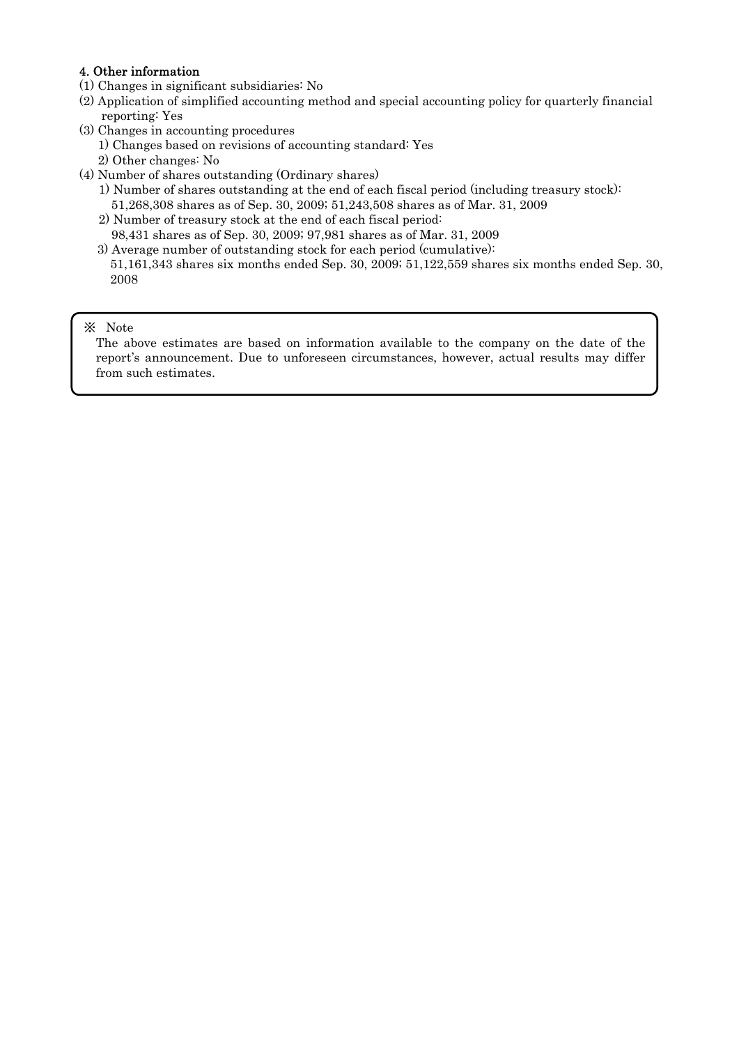### 4. Other information

(1) Changes in significant subsidiaries: No

(2) Application of simplified accounting method and special accounting policy for quarterly financial reporting: Yes

(3) Changes in accounting procedures

  1) Changes based on revisions of accounting standard: Yes

  2) Other changes: No

(4) Number of shares outstanding (Ordinary shares)

  1) Number of shares outstanding at the end of each fiscal period (including treasury stock):
  51,268,308 shares as of Sep. 30, 2009; 51,243,508 shares as of Mar. 31, 2009

  2) Number of treasury stock at the end of each fiscal period:
  98,431 shares as of Sep. 30, 2009; 97,981 shares as of Mar. 31, 2009

  3) Average number of outstanding stock for each period (cumulative):
  51,161,343 shares six months ended Sep. 30, 2009; 51,122,559 shares six months ended Sep. 30, 2008

※ Note

The above estimates are based on information available to the company on the date of the report's announcement. Due to unforeseen circumstances, however, actual results may differ from such estimates.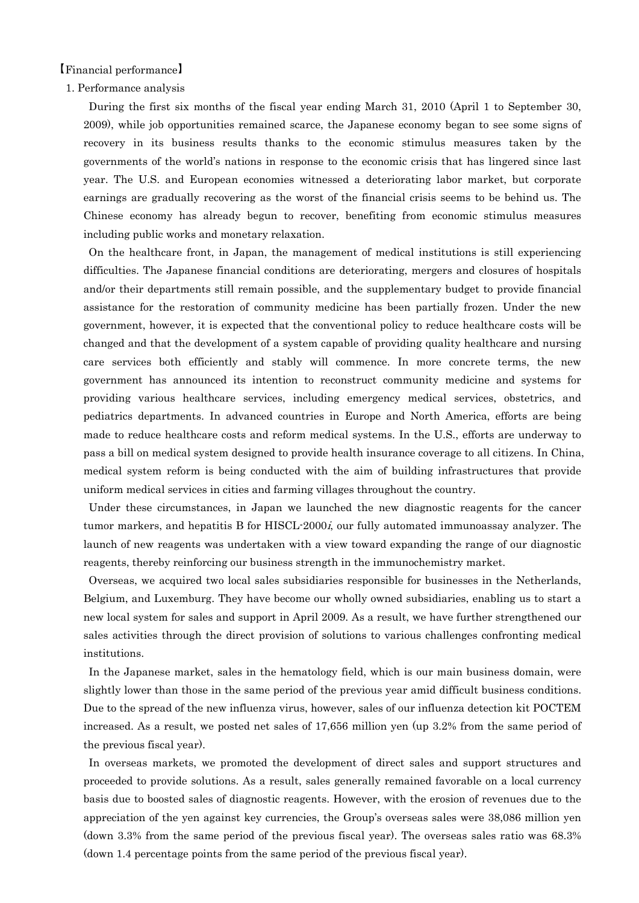【Financial performance】

1. Performance analysis

During the first six months of the fiscal year ending March 31, 2010 (April 1 to September 30, 2009), while job opportunities remained scarce, the Japanese economy began to see some signs of recovery in its business results thanks to the economic stimulus measures taken by the governments of the world's nations in response to the economic crisis that has lingered since last year. The U.S. and European economies witnessed a deteriorating labor market, but corporate earnings are gradually recovering as the worst of the financial crisis seems to be behind us. The Chinese economy has already begun to recover, benefiting from economic stimulus measures including public works and monetary relaxation.

On the healthcare front, in Japan, the management of medical institutions is still experiencing difficulties. The Japanese financial conditions are deteriorating, mergers and closures of hospitals and/or their departments still remain possible, and the supplementary budget to provide financial assistance for the restoration of community medicine has been partially frozen. Under the new government, however, it is expected that the conventional policy to reduce healthcare costs will be changed and that the development of a system capable of providing quality healthcare and nursing care services both efficiently and stably will commence. In more concrete terms, the new government has announced its intention to reconstruct community medicine and systems for providing various healthcare services, including emergency medical services, obstetrics, and pediatrics departments. In advanced countries in Europe and North America, efforts are being made to reduce healthcare costs and reform medical systems. In the U.S., efforts are underway to pass a bill on medical system designed to provide health insurance coverage to all citizens. In China, medical system reform is being conducted with the aim of building infrastructures that provide uniform medical services in cities and farming villages throughout the country.

Under these circumstances, in Japan we launched the new diagnostic reagents for the cancer tumor markers, and hepatitis B for HISCL-2000*i*, our fully automated immunoassay analyzer. The launch of new reagents was undertaken with a view toward expanding the range of our diagnostic reagents, thereby reinforcing our business strength in the immunochemistry market.

Overseas, we acquired two local sales subsidiaries responsible for businesses in the Netherlands, Belgium, and Luxemburg. They have become our wholly owned subsidiaries, enabling us to start a new local system for sales and support in April 2009. As a result, we have further strengthened our sales activities through the direct provision of solutions to various challenges confronting medical institutions.

In the Japanese market, sales in the hematology field, which is our main business domain, were slightly lower than those in the same period of the previous year amid difficult business conditions. Due to the spread of the new influenza virus, however, sales of our influenza detection kit POCTEM increased. As a result, we posted net sales of 17,656 million yen (up 3.2% from the same period of the previous fiscal year).

In overseas markets, we promoted the development of direct sales and support structures and proceeded to provide solutions. As a result, sales generally remained favorable on a local currency basis due to boosted sales of diagnostic reagents. However, with the erosion of revenues due to the appreciation of the yen against key currencies, the Group's overseas sales were 38,086 million yen (down 3.3% from the same period of the previous fiscal year). The overseas sales ratio was 68.3% (down 1.4 percentage points from the same period of the previous fiscal year).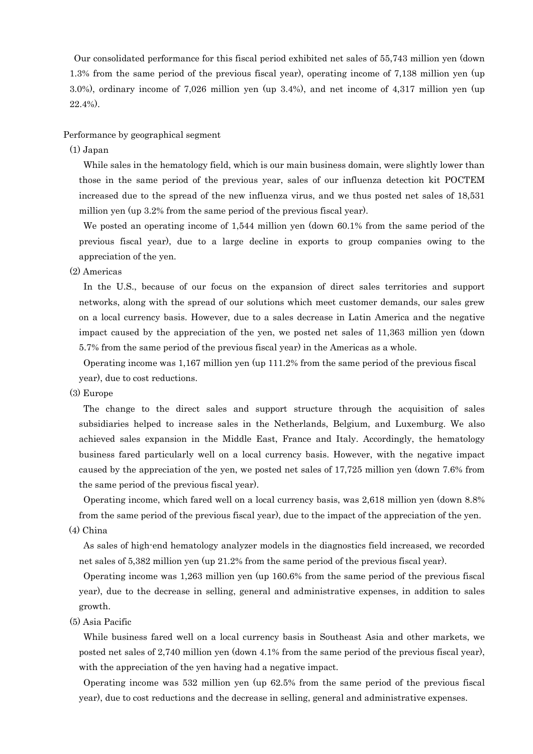Our consolidated performance for this fiscal period exhibited net sales of 55,743 million yen (down 1.3% from the same period of the previous fiscal year), operating income of 7,138 million yen (up 3.0%), ordinary income of 7,026 million yen (up 3.4%), and net income of 4,317 million yen (up 22.4%).

Performance by geographical segment

(1) Japan

While sales in the hematology field, which is our main business domain, were slightly lower than those in the same period of the previous year, sales of our influenza detection kit POCTEM increased due to the spread of the new influenza virus, and we thus posted net sales of 18,531 million yen (up 3.2% from the same period of the previous fiscal year).

We posted an operating income of 1,544 million yen (down 60.1% from the same period of the previous fiscal year), due to a large decline in exports to group companies owing to the appreciation of the yen.

(2) Americas

In the U.S., because of our focus on the expansion of direct sales territories and support networks, along with the spread of our solutions which meet customer demands, our sales grew on a local currency basis. However, due to a sales decrease in Latin America and the negative impact caused by the appreciation of the yen, we posted net sales of 11,363 million yen (down 5.7% from the same period of the previous fiscal year) in the Americas as a whole.

Operating income was 1,167 million yen (up 111.2% from the same period of the previous fiscal year), due to cost reductions.

(3) Europe

The change to the direct sales and support structure through the acquisition of sales subsidiaries helped to increase sales in the Netherlands, Belgium, and Luxemburg. We also achieved sales expansion in the Middle East, France and Italy. Accordingly, the hematology business fared particularly well on a local currency basis. However, with the negative impact caused by the appreciation of the yen, we posted net sales of 17,725 million yen (down 7.6% from the same period of the previous fiscal year).

Operating income, which fared well on a local currency basis, was 2,618 million yen (down 8.8% from the same period of the previous fiscal year), due to the impact of the appreciation of the yen.

(4) China

As sales of high-end hematology analyzer models in the diagnostics field increased, we recorded net sales of 5,382 million yen (up 21.2% from the same period of the previous fiscal year).

Operating income was 1,263 million yen (up 160.6% from the same period of the previous fiscal year), due to the decrease in selling, general and administrative expenses, in addition to sales growth.

(5) Asia Pacific

While business fared well on a local currency basis in Southeast Asia and other markets, we posted net sales of 2,740 million yen (down 4.1% from the same period of the previous fiscal year), with the appreciation of the yen having had a negative impact.

Operating income was 532 million yen (up 62.5% from the same period of the previous fiscal year), due to cost reductions and the decrease in selling, general and administrative expenses.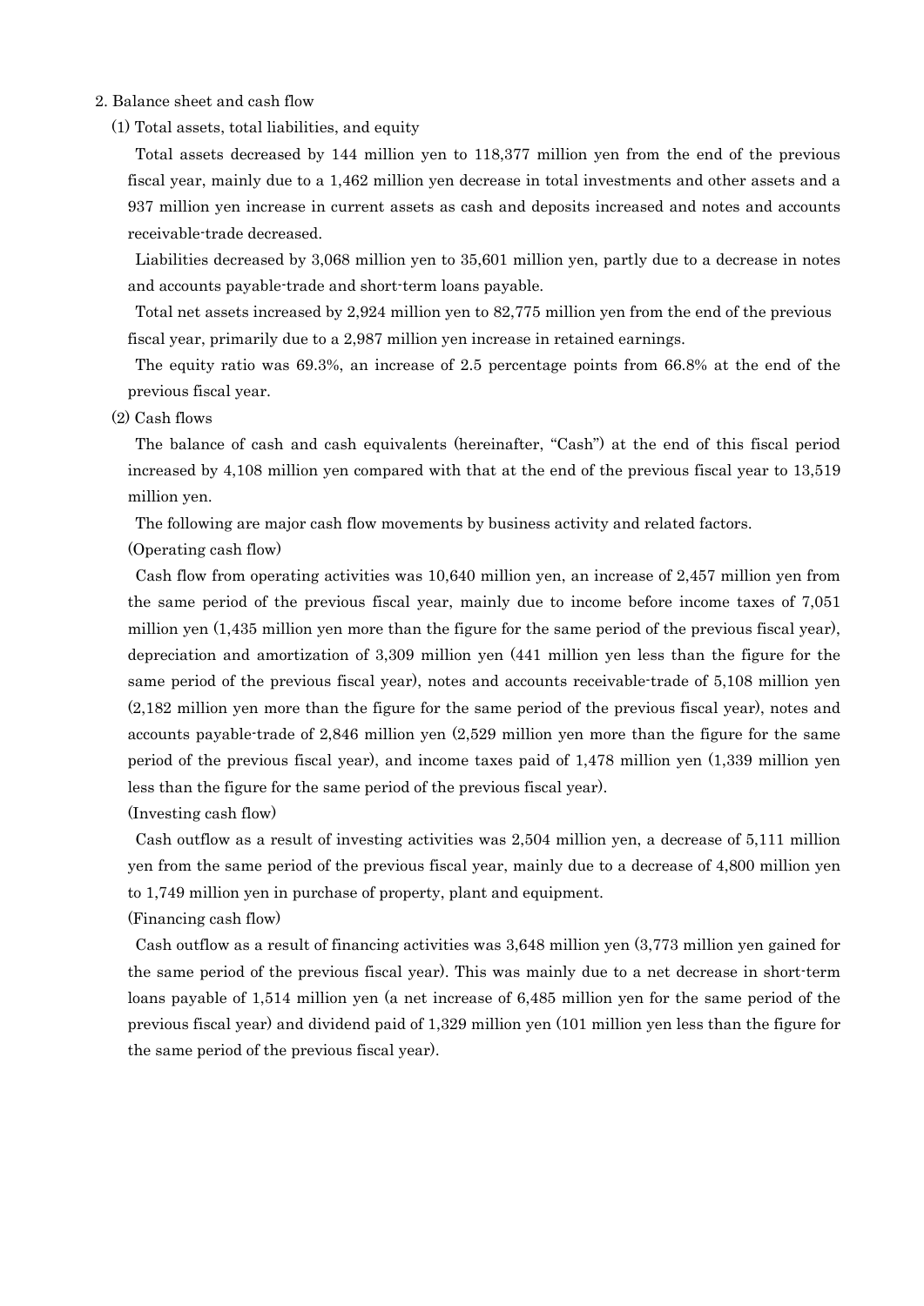## 2. Balance sheet and cash flow

### (1) Total assets, total liabilities, and equity

Total assets decreased by 144 million yen to 118,377 million yen from the end of the previous fiscal year, mainly due to a 1,462 million yen decrease in total investments and other assets and a 937 million yen increase in current assets as cash and deposits increased and notes and accounts receivable-trade decreased.

Liabilities decreased by 3,068 million yen to 35,601 million yen, partly due to a decrease in notes and accounts payable-trade and short-term loans payable.

Total net assets increased by 2,924 million yen to 82,775 million yen from the end of the previous fiscal year, primarily due to a 2,987 million yen increase in retained earnings.

The equity ratio was 69.3%, an increase of 2.5 percentage points from 66.8% at the end of the previous fiscal year.

### (2) Cash flows

The balance of cash and cash equivalents (hereinafter, "Cash") at the end of this fiscal period increased by 4,108 million yen compared with that at the end of the previous fiscal year to 13,519 million yen.

The following are major cash flow movements by business activity and related factors.

(Operating cash flow)

Cash flow from operating activities was 10,640 million yen, an increase of 2,457 million yen from the same period of the previous fiscal year, mainly due to income before income taxes of 7,051 million yen (1,435 million yen more than the figure for the same period of the previous fiscal year), depreciation and amortization of 3,309 million yen (441 million yen less than the figure for the same period of the previous fiscal year), notes and accounts receivable-trade of 5,108 million yen (2,182 million yen more than the figure for the same period of the previous fiscal year), notes and accounts payable-trade of 2,846 million yen (2,529 million yen more than the figure for the same period of the previous fiscal year), and income taxes paid of 1,478 million yen (1,339 million yen less than the figure for the same period of the previous fiscal year).

(Investing cash flow)

Cash outflow as a result of investing activities was 2,504 million yen, a decrease of 5,111 million yen from the same period of the previous fiscal year, mainly due to a decrease of 4,800 million yen to 1,749 million yen in purchase of property, plant and equipment.

(Financing cash flow)

Cash outflow as a result of financing activities was 3,648 million yen (3,773 million yen gained for the same period of the previous fiscal year). This was mainly due to a net decrease in short-term loans payable of 1,514 million yen (a net increase of 6,485 million yen for the same period of the previous fiscal year) and dividend paid of 1,329 million yen (101 million yen less than the figure for the same period of the previous fiscal year).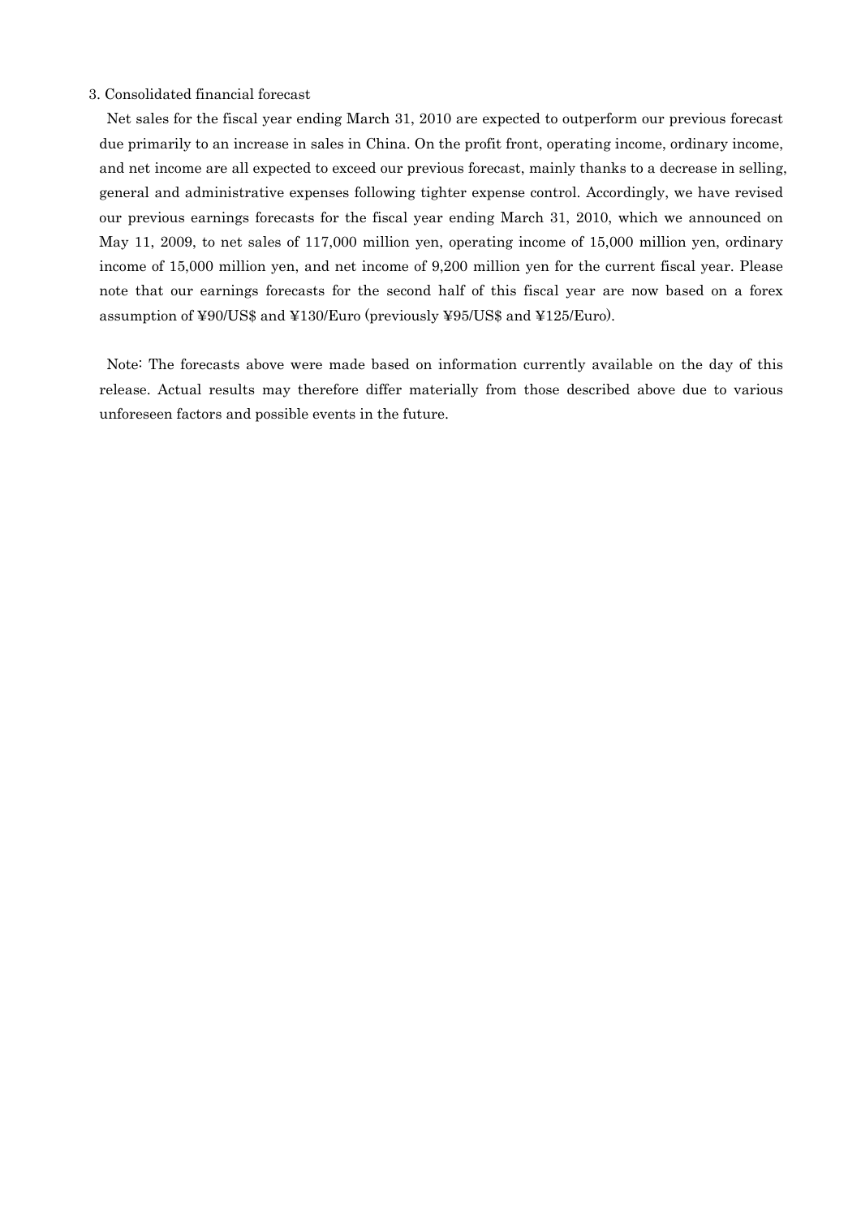3. Consolidated financial forecast

Net sales for the fiscal year ending March 31, 2010 are expected to outperform our previous forecast due primarily to an increase in sales in China. On the profit front, operating income, ordinary income, and net income are all expected to exceed our previous forecast, mainly thanks to a decrease in selling, general and administrative expenses following tighter expense control. Accordingly, we have revised our previous earnings forecasts for the fiscal year ending March 31, 2010, which we announced on May 11, 2009, to net sales of 117,000 million yen, operating income of 15,000 million yen, ordinary income of 15,000 million yen, and net income of 9,200 million yen for the current fiscal year. Please note that our earnings forecasts for the second half of this fiscal year are now based on a forex assumption of ¥90/US$ and ¥130/Euro (previously ¥95/US$ and ¥125/Euro).

Note: The forecasts above were made based on information currently available on the day of this release. Actual results may therefore differ materially from those described above due to various unforeseen factors and possible events in the future.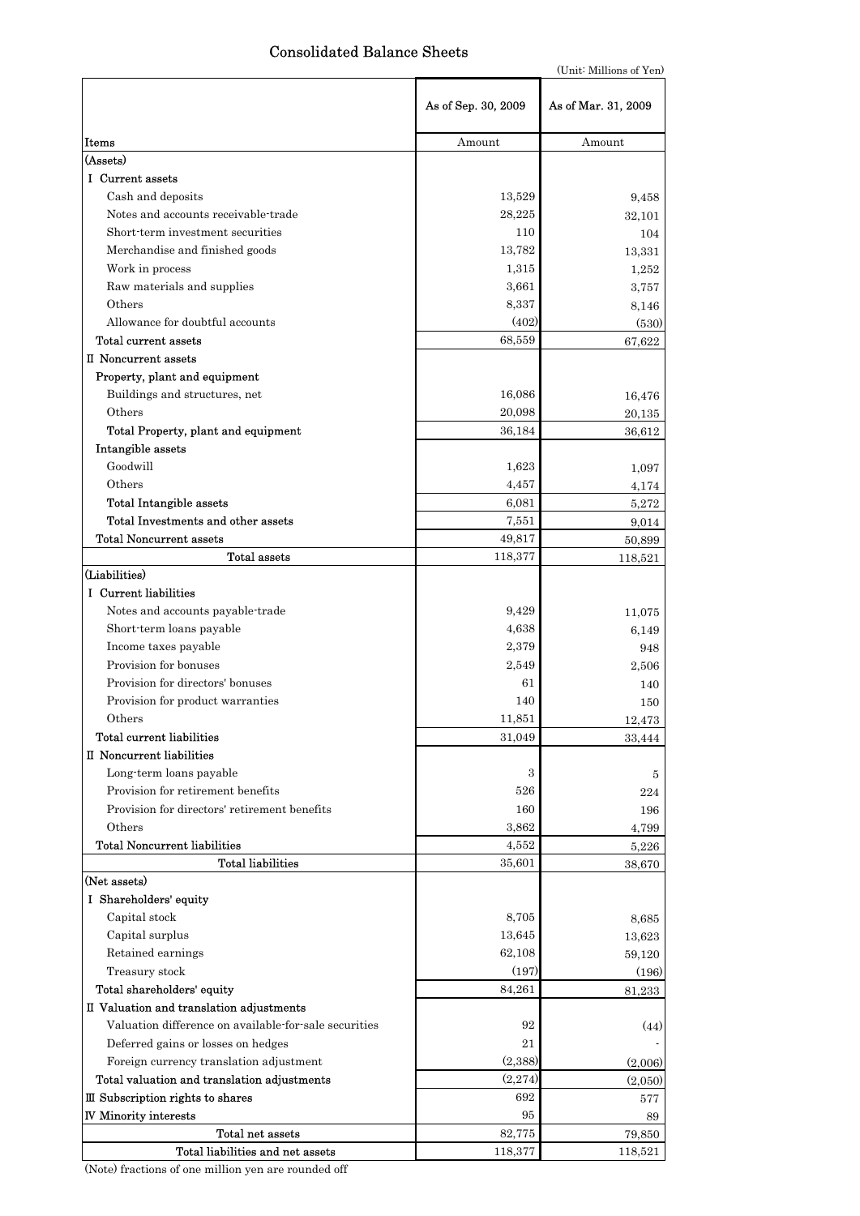# Consolidated Balance Sheets

(Unit: Millions of Yen)

| Items | As of Sep. 30, 2009 | As of Mar. 31, 2009 |
|---|---|---|
| | Amount | Amount |
| (Assets) | | |
| I Current assets | | |
| Cash and deposits | 13,529 | 9,458 |
| Notes and accounts receivable-trade | 28,225 | 32,101 |
| Short-term investment securities | 110 | 104 |
| Merchandise and finished goods | 13,782 | 13,331 |
| Work in process | 1,315 | 1,252 |
| Raw materials and supplies | 3,661 | 3,757 |
| Others | 8,337 | 8,146 |
| Allowance for doubtful accounts | (402) | (530) |
| Total current assets | 68,559 | 67,622 |
| II Noncurrent assets | | |
| Property, plant and equipment | | |
| Buildings and structures, net | 16,086 | 16,476 |
| Others | 20,098 | 20,135 |
| Total Property, plant and equipment | 36,184 | 36,612 |
| Intangible assets | | |
| Goodwill | 1,623 | 1,097 |
| Others | 4,457 | 4,174 |
| Total Intangible assets | 6,081 | 5,272 |
| Total Investments and other assets | 7,551 | 9,014 |
| Total Noncurrent assets | 49,817 | 50,899 |
| Total assets | 118,377 | 118,521 |
| (Liabilities) | | |
| I Current liabilities | | |
| Notes and accounts payable-trade | 9,429 | 11,075 |
| Short-term loans payable | 4,638 | 6,149 |
| Income taxes payable | 2,379 | 948 |
| Provision for bonuses | 2,549 | 2,506 |
| Provision for directors' bonuses | 61 | 140 |
| Provision for product warranties | 140 | 150 |
| Others | 11,851 | 12,473 |
| Total current liabilities | 31,049 | 33,444 |
| II Noncurrent liabilities | | |
| Long-term loans payable | 3 | 5 |
| Provision for retirement benefits | 526 | 224 |
| Provision for directors' retirement benefits | 160 | 196 |
| Others | 3,862 | 4,799 |
| Total Noncurrent liabilities | 4,552 | 5,226 |
| Total liabilities | 35,601 | 38,670 |
| (Net assets) | | |
| I Shareholders' equity | | |
| Capital stock | 8,705 | 8,685 |
| Capital surplus | 13,645 | 13,623 |
| Retained earnings | 62,108 | 59,120 |
| Treasury stock | (197) | (196) |
| Total shareholders' equity | 84,261 | 81,233 |
| II Valuation and translation adjustments | | |
| Valuation difference on available-for-sale securities | 92 | (44) |
| Deferred gains or losses on hedges | 21 | - |
| Foreign currency translation adjustment | (2,388) | (2,006) |
| Total valuation and translation adjustments | (2,274) | (2,050) |
| III Subscription rights to shares | 692 | 577 |
| IV Minority interests | 95 | 89 |
| Total net assets | 82,775 | 79,850 |
| Total liabilities and net assets | 118,377 | 118,521 |

(Note) fractions of one million yen are rounded off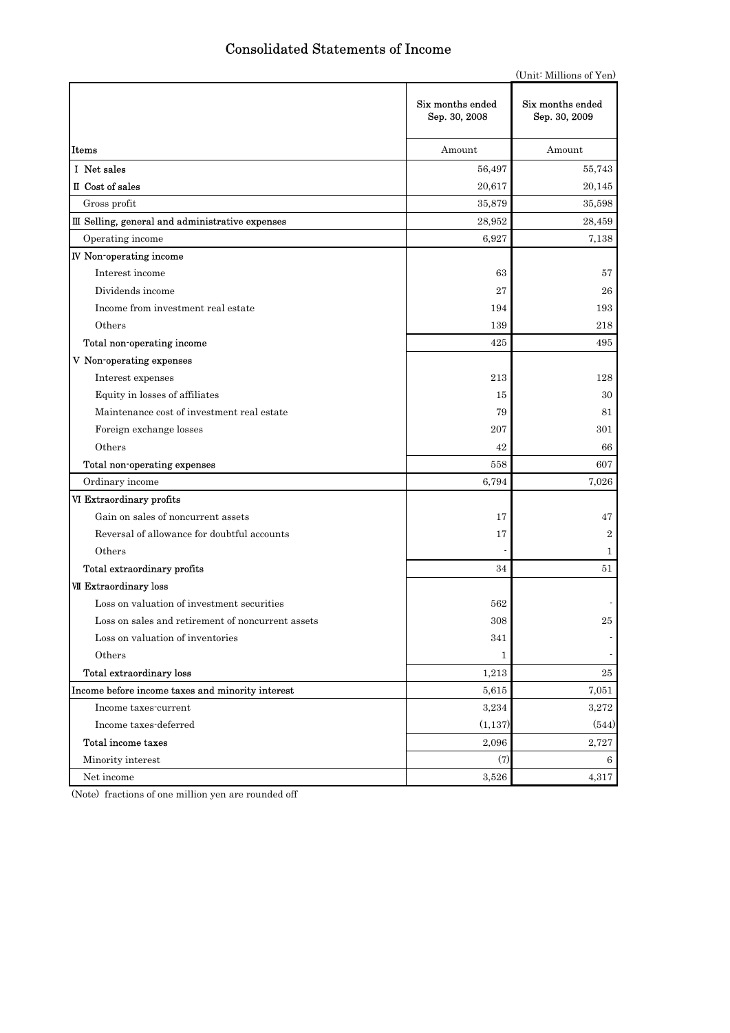# Consolidated Statements of Income

(Unit: Millions of Yen)

| Items | Six months ended Sep. 30, 2008 | Six months ended Sep. 30, 2009 |
|---|---|---|
| | Amount | Amount |
| Ⅰ Net sales | 56,497 | 55,743 |
| Ⅱ Cost of sales | 20,617 | 20,145 |
| Gross profit | 35,879 | 35,598 |
| Ⅲ Selling, general and administrative expenses | 28,952 | 28,459 |
| Operating income | 6,927 | 7,138 |
| Ⅳ Non-operating income | | |
| Interest income | 63 | 57 |
| Dividends income | 27 | 26 |
| Income from investment real estate | 194 | 193 |
| Others | 139 | 218 |
| Total non-operating income | 425 | 495 |
| Ⅴ Non-operating expenses | | |
| Interest expenses | 213 | 128 |
| Equity in losses of affiliates | 15 | 30 |
| Maintenance cost of investment real estate | 79 | 81 |
| Foreign exchange losses | 207 | 301 |
| Others | 42 | 66 |
| Total non-operating expenses | 558 | 607 |
| Ordinary income | 6,794 | 7,026 |
| Ⅵ Extraordinary profits | | |
| Gain on sales of noncurrent assets | 17 | 47 |
| Reversal of allowance for doubtful accounts | 17 | 2 |
| Others | - | 1 |
| Total extraordinary profits | 34 | 51 |
| Ⅶ Extraordinary loss | | |
| Loss on valuation of investment securities | 562 | - |
| Loss on sales and retirement of noncurrent assets | 308 | 25 |
| Loss on valuation of inventories | 341 | - |
| Others | 1 | - |
| Total extraordinary loss | 1,213 | 25 |
| Income before income taxes and minority interest | 5,615 | 7,051 |
| Income taxes-current | 3,234 | 3,272 |
| Income taxes-deferred | (1,137) | (544) |
| Total income taxes | 2,096 | 2,727 |
| Minority interest | (7) | 6 |
| Net income | 3,526 | 4,317 |

(Note) fractions of one million yen are rounded off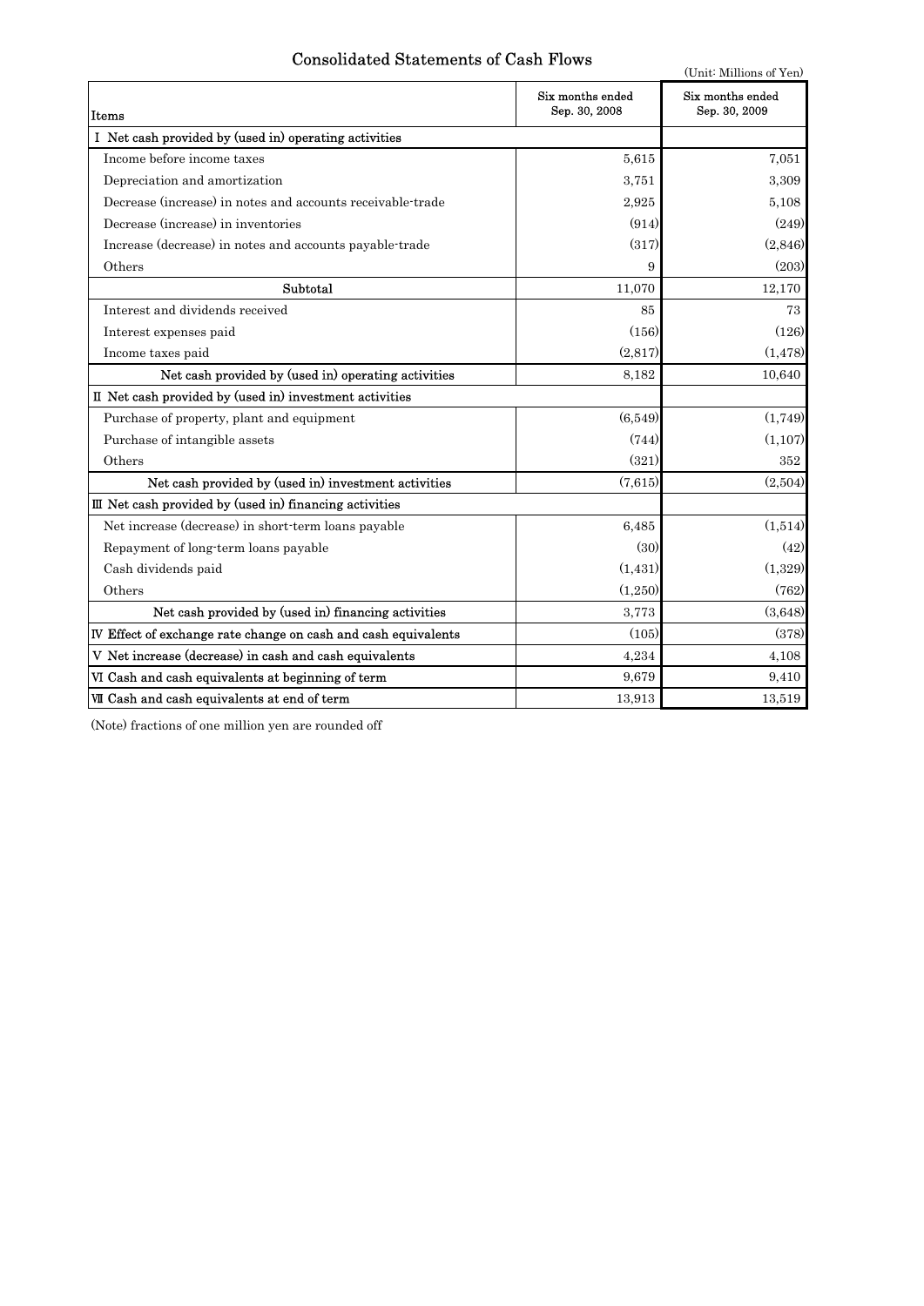# Consolidated Statements of Cash Flows

(Unit: Millions of Yen)

| Items | Six months ended Sep. 30, 2008 | Six months ended Sep. 30, 2009 |
|---|---|---|
| Ⅰ Net cash provided by (used in) operating activities | | |
| Income before income taxes | 5,615 | 7,051 |
| Depreciation and amortization | 3,751 | 3,309 |
| Decrease (increase) in notes and accounts receivable-trade | 2,925 | 5,108 |
| Decrease (increase) in inventories | (914) | (249) |
| Increase (decrease) in notes and accounts payable-trade | (317) | (2,846) |
| Others | 9 | (203) |
| Subtotal | 11,070 | 12,170 |
| Interest and dividends received | 85 | 73 |
| Interest expenses paid | (156) | (126) |
| Income taxes paid | (2,817) | (1,478) |
| Net cash provided by (used in) operating activities | 8,182 | 10,640 |
| Ⅱ Net cash provided by (used in) investment activities | | |
| Purchase of property, plant and equipment | (6,549) | (1,749) |
| Purchase of intangible assets | (744) | (1,107) |
| Others | (321) | 352 |
| Net cash provided by (used in) investment activities | (7,615) | (2,504) |
| Ⅲ Net cash provided by (used in) financing activities | | |
| Net increase (decrease) in short-term loans payable | 6,485 | (1,514) |
| Repayment of long-term loans payable | (30) | (42) |
| Cash dividends paid | (1,431) | (1,329) |
| Others | (1,250) | (762) |
| Net cash provided by (used in) financing activities | 3,773 | (3,648) |
| Ⅳ Effect of exchange rate change on cash and cash equivalents | (105) | (378) |
| Ⅴ Net increase (decrease) in cash and cash equivalents | 4,234 | 4,108 |
| Ⅵ Cash and cash equivalents at beginning of term | 9,679 | 9,410 |
| Ⅶ Cash and cash equivalents at end of term | 13,913 | 13,519 |

(Note) fractions of one million yen are rounded off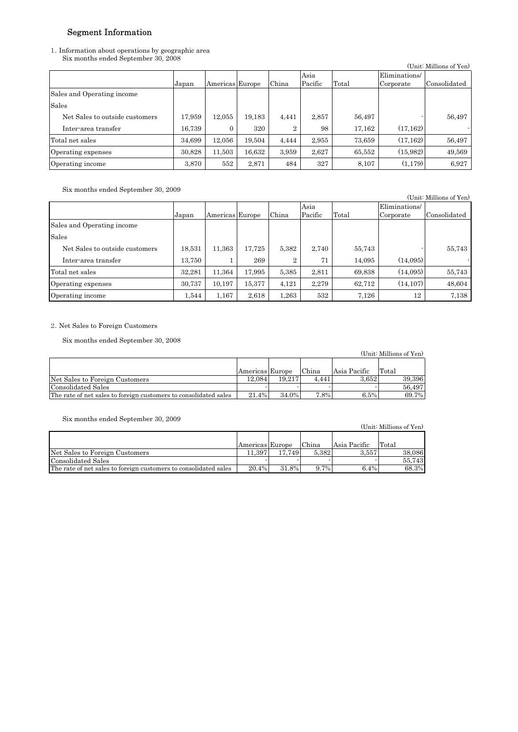# Segment Information

1. Information about operations by geographic area

Six months ended September 30, 2008

(Unit: Millions of Yen)

| | Japan | Americas | Europe | China | Asia Pacific | Total | Eliminations/ Corporate | Consolidated |
|---|---|---|---|---|---|---|---|---|
| Sales and Operating income | | | | | | | | |
| Sales | | | | | | | | |
| Net Sales to outside customers | 17,959 | 12,055 | 19,183 | 4,441 | 2,857 | 56,497 | - | 56,497 |
| Inter-area transfer | 16,739 | 0 | 320 | 2 | 98 | 17,162 | (17,162) | - |
| Total net sales | 34,699 | 12,056 | 19,504 | 4,444 | 2,955 | 73,659 | (17,162) | 56,497 |
| Operating expenses | 30,828 | 11,503 | 16,632 | 3,959 | 2,627 | 65,552 | (15,982) | 49,569 |
| Operating income | 3,870 | 552 | 2,871 | 484 | 327 | 8,107 | (1,179) | 6,927 |

Six months ended September 30, 2009

(Unit: Millions of Yen)

| | Japan | Americas | Europe | China | Asia Pacific | Total | Eliminations/ Corporate | Consolidated |
|---|---|---|---|---|---|---|---|---|
| Sales and Operating income | | | | | | | | |
| Sales | | | | | | | | |
| Net Sales to outside customers | 18,531 | 11,363 | 17,725 | 5,382 | 2,740 | 55,743 | - | 55,743 |
| Inter-area transfer | 13,750 | 1 | 269 | 2 | 71 | 14,095 | (14,095) | - |
| Total net sales | 32,281 | 11,364 | 17,995 | 5,385 | 2,811 | 69,838 | (14,095) | 55,743 |
| Operating expenses | 30,737 | 10,197 | 15,377 | 4,121 | 2,279 | 62,712 | (14,107) | 48,604 |
| Operating income | 1,544 | 1,167 | 2,618 | 1,263 | 532 | 7,126 | 12 | 7,138 |

2. Net Sales to Foreign Customers

Six months ended September 30, 2008

(Unit: Millions of Yen)

| | Americas | Europe | China | Asia Pacific | Total |
|---|---|---|---|---|---|
| Net Sales to Foreign Customers | 12,084 | 19,217 | 4,441 | 3,652 | 39,396 |
| Consolidated Sales | - | - | - | - | 56,497 |
| The rate of net sales to foreign customers to consolidated sales | 21.4% | 34.0% | 7.8% | 6.5% | 69.7% |

Six months ended September 30, 2009

(Unit: Millions of Yen)

| | Americas | Europe | China | Asia Pacific | Total |
|---|---|---|---|---|---|
| Net Sales to Foreign Customers | 11,397 | 17,749 | 5,382 | 3,557 | 38,086 |
| Consolidated Sales | - | - | - | - | 55,743 |
| The rate of net sales to foreign customers to consolidated sales | 20.4% | 31.8% | 9.7% | 6.4% | 68.3% |